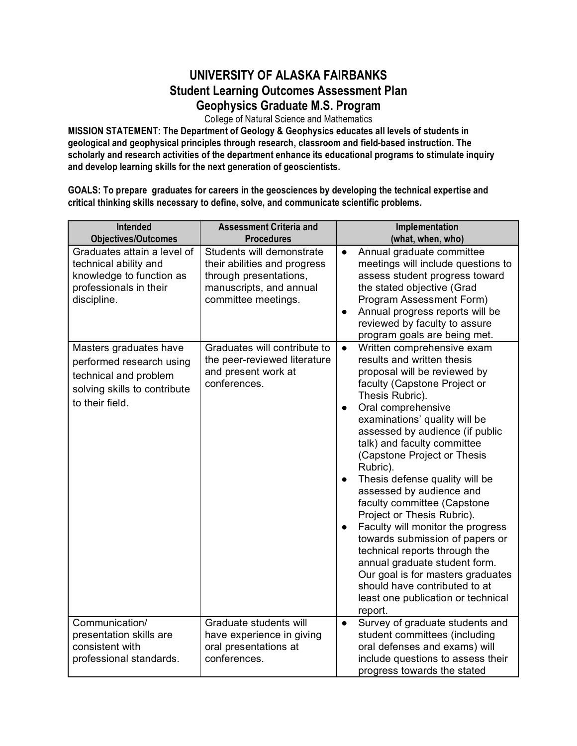# UNIVERSITY OF ALASKA FAIRBANKS
## Student Learning Outcomes Assessment Plan
## Geophysics Graduate M.S. Program

College of Natural Science and Mathematics

**MISSION STATEMENT: The Department of Geology & Geophysics educates all levels of students in geological and geophysical principles through research, classroom and field-based instruction. The scholarly and research activities of the department enhance its educational programs to stimulate inquiry and develop learning skills for the next generation of geoscientists.**

**GOALS: To prepare graduates for careers in the geosciences by developing the technical expertise and critical thinking skills necessary to define, solve, and communicate scientific problems.**

| Intended Objectives/Outcomes | Assessment Criteria and Procedures | Implementation (what, when, who) |
|---|---|---|
| Graduates attain a level of technical ability and knowledge to function as professionals in their discipline. | Students will demonstrate their abilities and progress through presentations, manuscripts, and annual committee meetings. | • Annual graduate committee meetings will include questions to assess student progress toward the stated objective (Grad Program Assessment Form)<br>• Annual progress reports will be reviewed by faculty to assure program goals are being met. |
| Masters graduates have performed research using technical and problem solving skills to contribute to their field. | Graduates will contribute to the peer-reviewed literature and present work at conferences. | • Written comprehensive exam results and written thesis proposal will be reviewed by faculty (Capstone Project or Thesis Rubric).<br>• Oral comprehensive examinations' quality will be assessed by audience (if public talk) and faculty committee (Capstone Project or Thesis Rubric).<br>• Thesis defense quality will be assessed by audience and faculty committee (Capstone Project or Thesis Rubric).<br>• Faculty will monitor the progress towards submission of papers or technical reports through the annual graduate student form. Our goal is for masters graduates should have contributed to at least one publication or technical report. |
| Communication/ presentation skills are consistent with professional standards. | Graduate students will have experience in giving oral presentations at conferences. | • Survey of graduate students and student committees (including oral defenses and exams) will include questions to assess their progress towards the stated |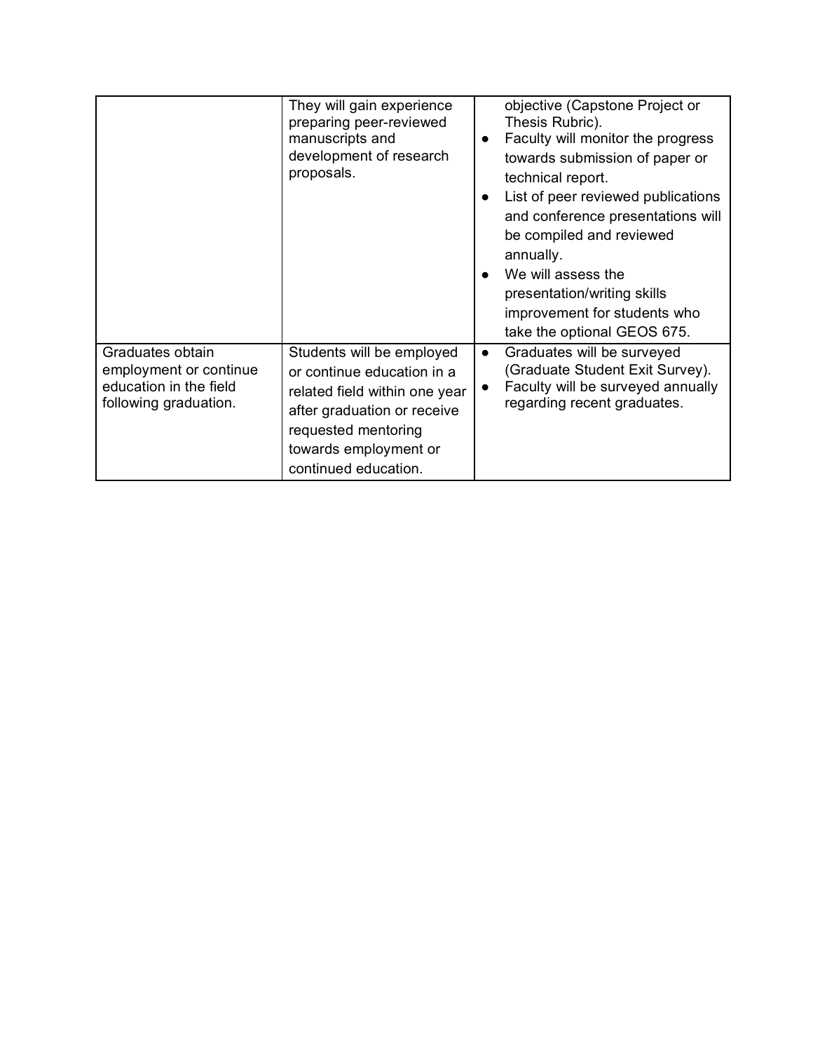| | | |
|---|---|---|
| | They will gain experience preparing peer-reviewed manuscripts and development of research proposals. | objective (Capstone Project or Thesis Rubric).<br>● Faculty will monitor the progress towards submission of paper or technical report.<br>● List of peer reviewed publications and conference presentations will be compiled and reviewed annually.<br>● We will assess the presentation/writing skills improvement for students who take the optional GEOS 675. |
| Graduates obtain employment or continue education in the field following graduation. | Students will be employed or continue education in a related field within one year after graduation or receive requested mentoring towards employment or continued education. | ● Graduates will be surveyed (Graduate Student Exit Survey).<br>● Faculty will be surveyed annually regarding recent graduates. |